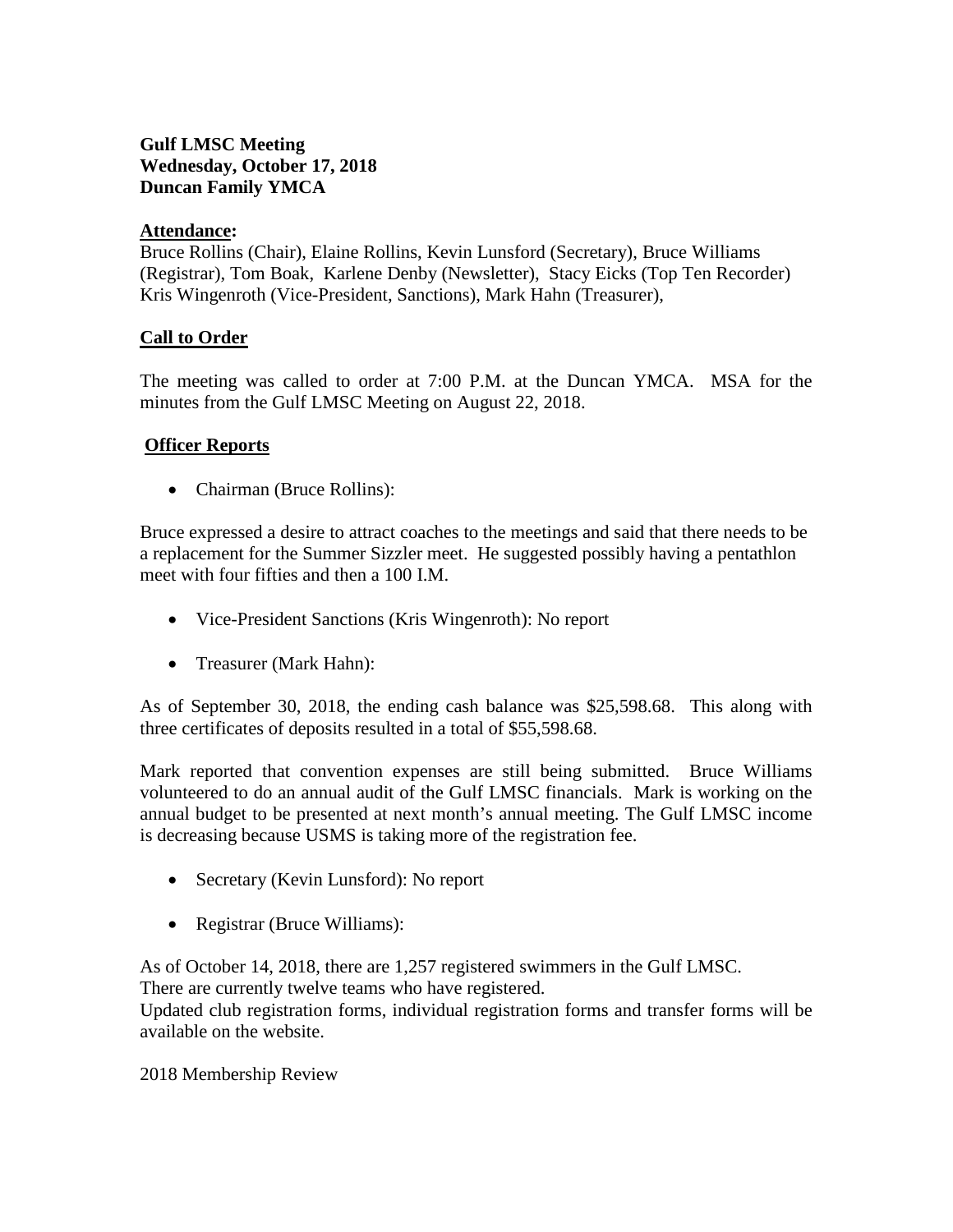**Gulf LMSC Meeting**
**Wednesday, October 17, 2018**
**Duncan Family YMCA**

**Attendance:**
Bruce Rollins (Chair), Elaine Rollins, Kevin Lunsford (Secretary), Bruce Williams (Registrar), Tom Boak, Karlene Denby (Newsletter), Stacy Eicks (Top Ten Recorder) Kris Wingenroth (Vice-President, Sanctions), Mark Hahn (Treasurer),

## Call to Order

The meeting was called to order at 7:00 P.M. at the Duncan YMCA. MSA for the minutes from the Gulf LMSC Meeting on August 22, 2018.

## Officer Reports

- Chairman (Bruce Rollins):

Bruce expressed a desire to attract coaches to the meetings and said that there needs to be a replacement for the Summer Sizzler meet. He suggested possibly having a pentathlon meet with four fifties and then a 100 I.M.

- Vice-President Sanctions (Kris Wingenroth): No report

- Treasurer (Mark Hahn):

As of September 30, 2018, the ending cash balance was $25,598.68. This along with three certificates of deposits resulted in a total of $55,598.68.

Mark reported that convention expenses are still being submitted. Bruce Williams volunteered to do an annual audit of the Gulf LMSC financials. Mark is working on the annual budget to be presented at next month's annual meeting. The Gulf LMSC income is decreasing because USMS is taking more of the registration fee.

- Secretary (Kevin Lunsford): No report

- Registrar (Bruce Williams):

As of October 14, 2018, there are 1,257 registered swimmers in the Gulf LMSC.
There are currently twelve teams who have registered.
Updated club registration forms, individual registration forms and transfer forms will be available on the website.

2018 Membership Review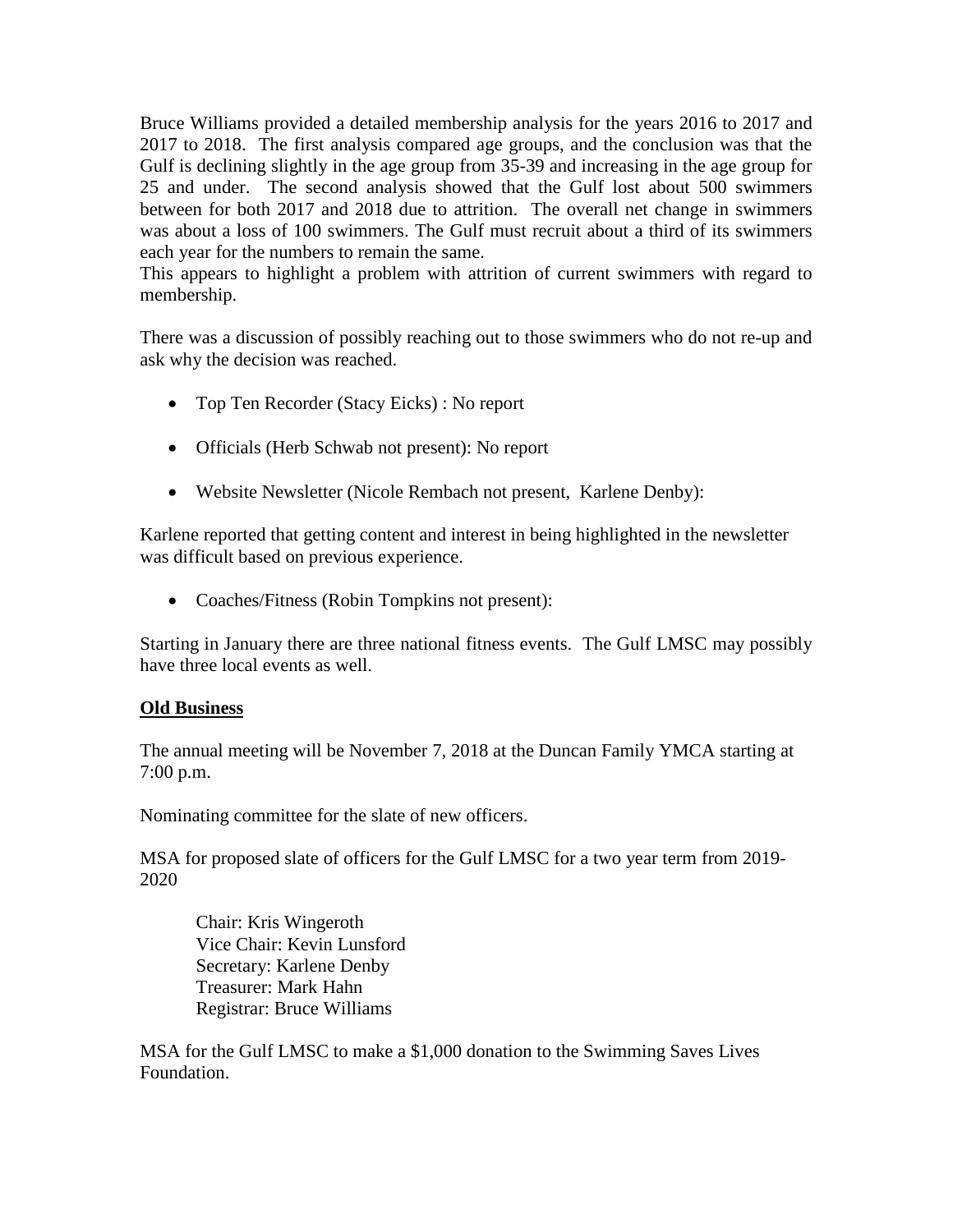Bruce Williams provided a detailed membership analysis for the years 2016 to 2017 and 2017 to 2018. The first analysis compared age groups, and the conclusion was that the Gulf is declining slightly in the age group from 35-39 and increasing in the age group for 25 and under. The second analysis showed that the Gulf lost about 500 swimmers between for both 2017 and 2018 due to attrition. The overall net change in swimmers was about a loss of 100 swimmers. The Gulf must recruit about a third of its swimmers each year for the numbers to remain the same.
This appears to highlight a problem with attrition of current swimmers with regard to membership.

There was a discussion of possibly reaching out to those swimmers who do not re-up and ask why the decision was reached.

- Top Ten Recorder (Stacy Eicks) : No report

- Officials (Herb Schwab not present): No report

- Website Newsletter (Nicole Rembach not present, Karlene Denby):

Karlene reported that getting content and interest in being highlighted in the newsletter was difficult based on previous experience.

- Coaches/Fitness (Robin Tompkins not present):

Starting in January there are three national fitness events. The Gulf LMSC may possibly have three local events as well.

**Old Business**

The annual meeting will be November 7, 2018 at the Duncan Family YMCA starting at 7:00 p.m.

Nominating committee for the slate of new officers.

MSA for proposed slate of officers for the Gulf LMSC for a two year term from 2019-2020

Chair: Kris Wingeroth
Vice Chair: Kevin Lunsford
Secretary: Karlene Denby
Treasurer: Mark Hahn
Registrar: Bruce Williams

MSA for the Gulf LMSC to make a $1,000 donation to the Swimming Saves Lives Foundation.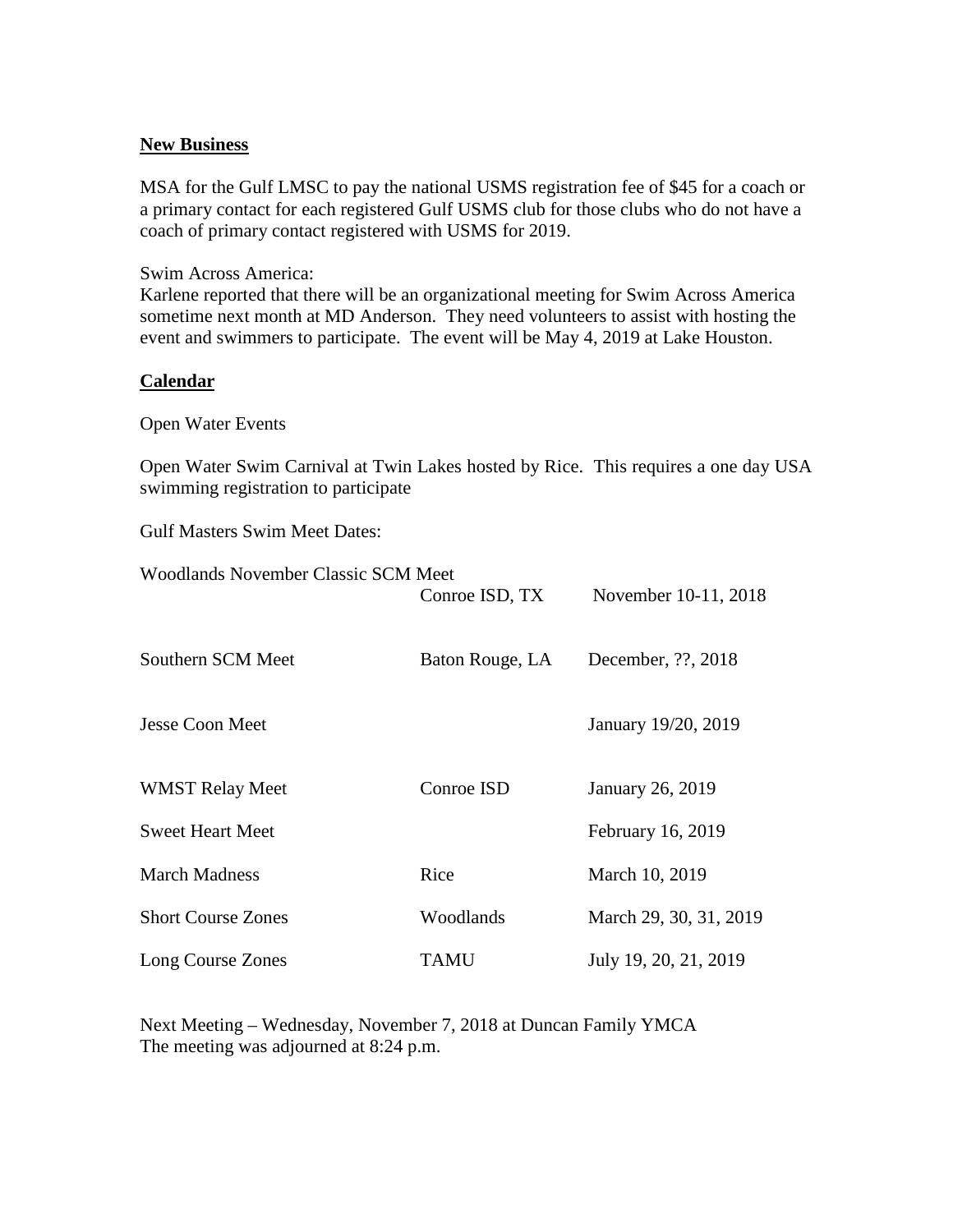**New Business**

MSA for the Gulf LMSC to pay the national USMS registration fee of $45 for a coach or a primary contact for each registered Gulf USMS club for those clubs who do not have a coach of primary contact registered with USMS for 2019.

Swim Across America:
Karlene reported that there will be an organizational meeting for Swim Across America sometime next month at MD Anderson. They need volunteers to assist with hosting the event and swimmers to participate. The event will be May 4, 2019 at Lake Houston.

**Calendar**

Open Water Events

Open Water Swim Carnival at Twin Lakes hosted by Rice. This requires a one day USA swimming registration to participate

Gulf Masters Swim Meet Dates:

| | | |
|---|---|---|
| Woodlands November Classic SCM Meet | Conroe ISD, TX | November 10-11, 2018 |
| Southern SCM Meet | Baton Rouge, LA | December, ??, 2018 |
| Jesse Coon Meet | | January 19/20, 2019 |
| WMST Relay Meet | Conroe ISD | January 26, 2019 |
| Sweet Heart Meet | | February 16, 2019 |
| March Madness | Rice | March 10, 2019 |
| Short Course Zones | Woodlands | March 29, 30, 31, 2019 |
| Long Course Zones | TAMU | July 19, 20, 21, 2019 |

Next Meeting – Wednesday, November 7, 2018 at Duncan Family YMCA
The meeting was adjourned at 8:24 p.m.